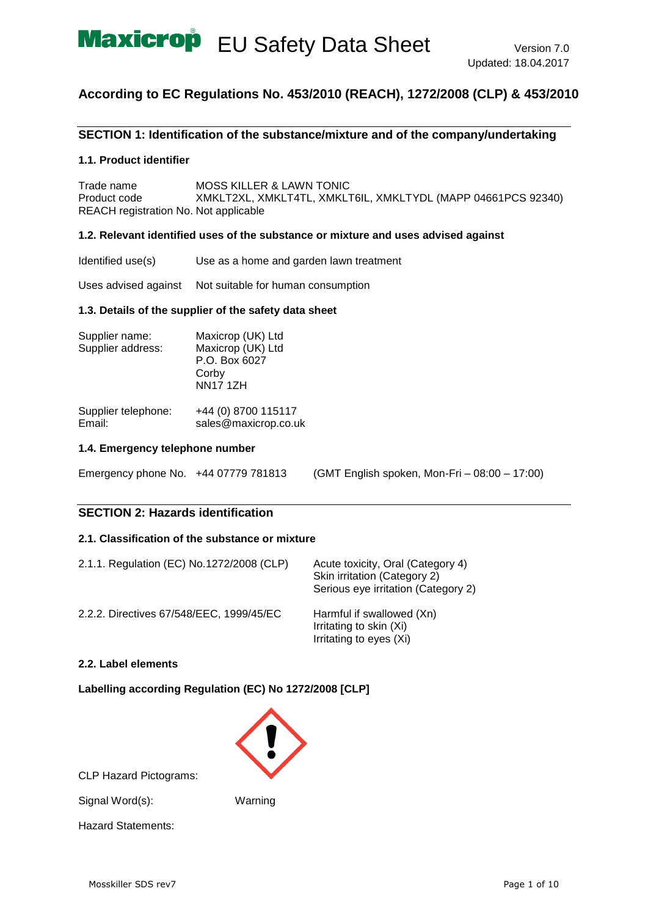# Maxicrop EU Safety Data Sheet

Version 7.0
Updated: 18.04.2017

## According to EC Regulations No. 453/2010 (REACH), 1272/2008 (CLP) & 453/2010

## SECTION 1: Identification of the substance/mixture and of the company/undertaking

### 1.1. Product identifier

| | |
|---|---|
| Trade name | MOSS KILLER & LAWN TONIC |
| Product code | XMKLT2XL, XMKLT4TL, XMKLT6IL, XMKLTYDL (MAPP 04661PCS 92340) |
| REACH registration No. | Not applicable |

### 1.2. Relevant identified uses of the substance or mixture and uses advised against

| | |
|---|---|
| Identified use(s) | Use as a home and garden lawn treatment |
| Uses advised against | Not suitable for human consumption |

### 1.3. Details of the supplier of the safety data sheet

Supplier name: Maxicrop (UK) Ltd

Supplier address: Maxicrop (UK) Ltd
P.O. Box 6027
Corby
NN17 1ZH

Supplier telephone: +44 (0) 8700 115117
Email: sales@maxicrop.co.uk

### 1.4. Emergency telephone number

Emergency phone No. +44 07779 781813 (GMT English spoken, Mon-Fri – 08:00 – 17:00)

## SECTION 2: Hazards identification

### 2.1. Classification of the substance or mixture

| | |
|---|---|
| 2.1.1. Regulation (EC) No.1272/2008 (CLP) | Acute toxicity, Oral (Category 4)<br>Skin irritation (Category 2)<br>Serious eye irritation (Category 2) |
| 2.2.2. Directives 67/548/EEC, 1999/45/EC | Harmful if swallowed (Xn)<br>Irritating to skin (Xi)<br>Irritating to eyes (Xi) |

### 2.2. Label elements

**Labelling according Regulation (EC) No 1272/2008 [CLP]**

CLP Hazard Pictograms:

Signal Word(s): Warning

Hazard Statements: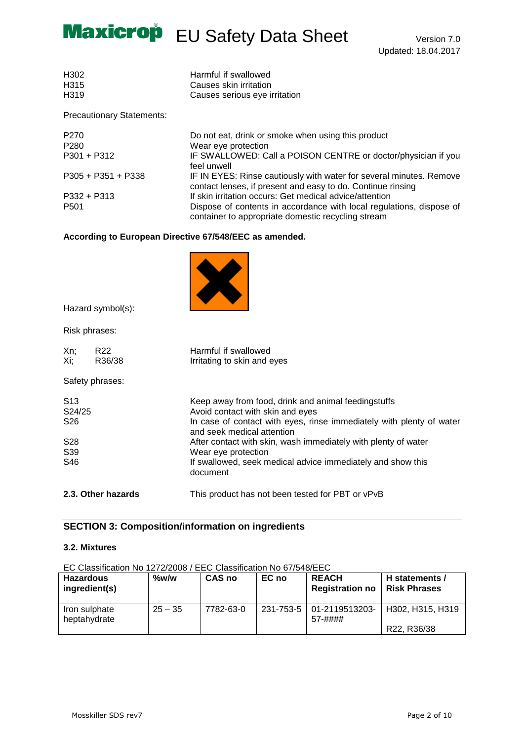| | |
|---|---|
| H302 | Harmful if swallowed |
| H315 | Causes skin irritation |
| H319 | Causes serious eye irritation |

Precautionary Statements:

| | |
|---|---|
| P270 | Do not eat, drink or smoke when using this product |
| P280 | Wear eye protection |
| P301 + P312 | IF SWALLOWED: Call a POISON CENTRE or doctor/physician if you feel unwell |
| P305 + P351 + P338 | IF IN EYES: Rinse cautiously with water for several minutes. Remove contact lenses, if present and easy to do. Continue rinsing |
| P332 + P313 | If skin irritation occurs: Get medical advice/attention |
| P501 | Dispose of contents in accordance with local regulations, dispose of container to appropriate domestic recycling stream |

**According to European Directive 67/548/EEC as amended.**

Hazard symbol(s):

Risk phrases:

| | |
|---|---|
| Xn; R22 | Harmful if swallowed |
| Xi; R36/38 | Irritating to skin and eyes |

Safety phrases:

| | |
|---|---|
| S13 | Keep away from food, drink and animal feedingstuffs |
| S24/25 | Avoid contact with skin and eyes |
| S26 | In case of contact with eyes, rinse immediately with plenty of water and seek medical attention |
| S28 | After contact with skin, wash immediately with plenty of water |
| S39 | Wear eye protection |
| S46 | If swallowed, seek medical advice immediately and show this document |

**2.3. Other hazards** This product has not been tested for PBT or vPvB

## SECTION 3: Composition/information on ingredients

### 3.2. Mixtures

EC Classification No 1272/2008 / EEC Classification No 67/548/EEC

| Hazardous ingredient(s) | %w/w | CAS no | EC no | REACH Registration no | H statements / Risk Phrases |
|---|---|---|---|---|---|
| Iron sulphate heptahydrate | 25 – 35 | 7782-63-0 | 231-753-5 | 01-2119513203-57-#### | H302, H315, H319<br>R22, R36/38 |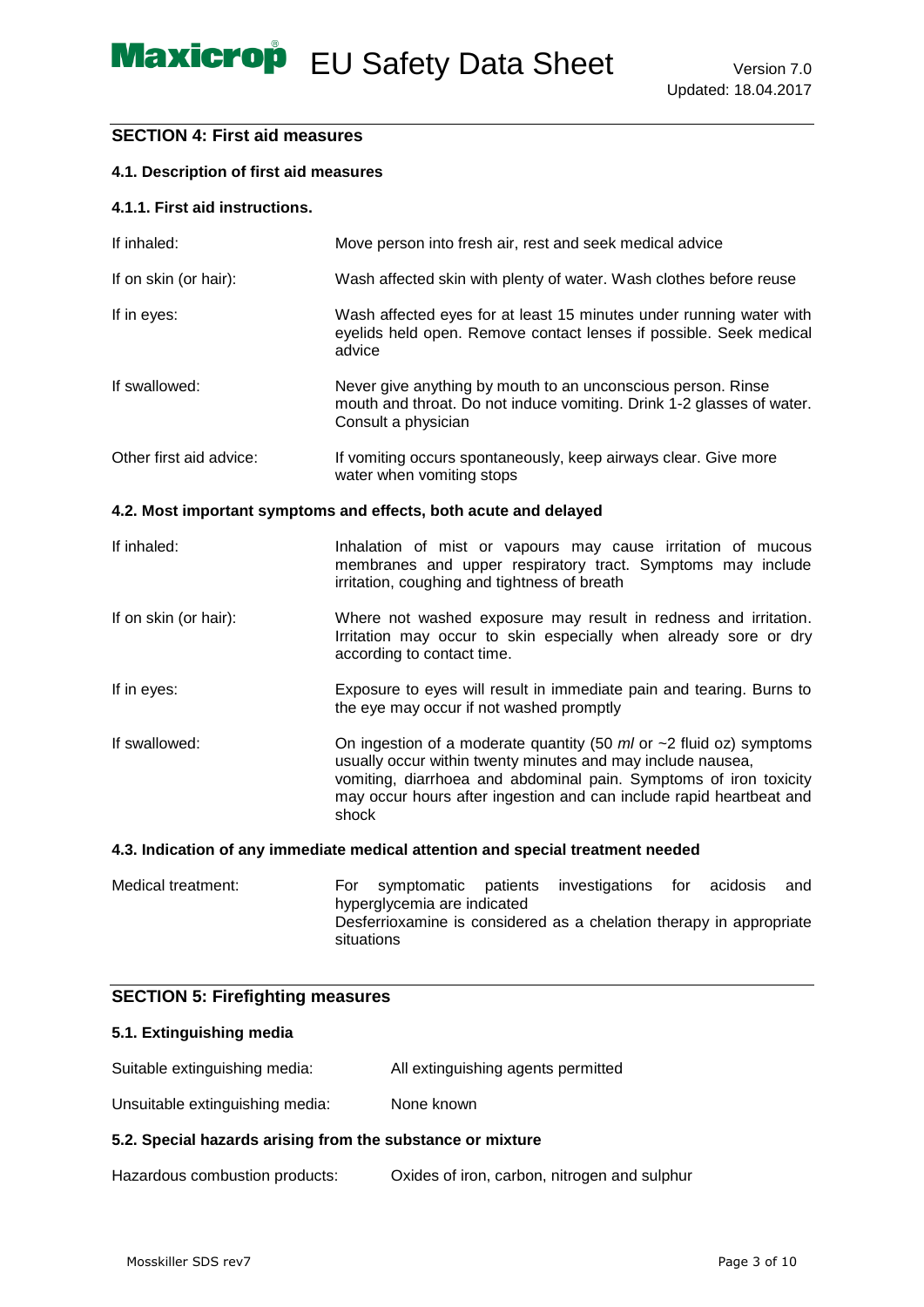## SECTION 4: First aid measures

### 4.1. Description of first aid measures

#### 4.1.1. First aid instructions.

| | |
|---|---|
| If inhaled: | Move person into fresh air, rest and seek medical advice |
| If on skin (or hair): | Wash affected skin with plenty of water. Wash clothes before reuse |
| If in eyes: | Wash affected eyes for at least 15 minutes under running water with eyelids held open. Remove contact lenses if possible. Seek medical advice |
| If swallowed: | Never give anything by mouth to an unconscious person. Rinse mouth and throat. Do not induce vomiting. Drink 1-2 glasses of water. Consult a physician |
| Other first aid advice: | If vomiting occurs spontaneously, keep airways clear. Give more water when vomiting stops |

### 4.2. Most important symptoms and effects, both acute and delayed

| | |
|---|---|
| If inhaled: | Inhalation of mist or vapours may cause irritation of mucous membranes and upper respiratory tract. Symptoms may include irritation, coughing and tightness of breath |
| If on skin (or hair): | Where not washed exposure may result in redness and irritation. Irritation may occur to skin especially when already sore or dry according to contact time. |
| If in eyes: | Exposure to eyes will result in immediate pain and tearing. Burns to the eye may occur if not washed promptly |
| If swallowed: | On ingestion of a moderate quantity (50 *ml* or ~2 fluid oz) symptoms usually occur within twenty minutes and may include nausea, vomiting, diarrhoea and abdominal pain. Symptoms of iron toxicity may occur hours after ingestion and can include rapid heartbeat and shock |

### 4.3. Indication of any immediate medical attention and special treatment needed

| | |
|---|---|
| Medical treatment: | For symptomatic patients investigations for acidosis and hyperglycemia are indicated<br>Desferrioxamine is considered as a chelation therapy in appropriate situations |

## SECTION 5: Firefighting measures

### 5.1. Extinguishing media

| | |
|---|---|
| Suitable extinguishing media: | All extinguishing agents permitted |
| Unsuitable extinguishing media: | None known |

### 5.2. Special hazards arising from the substance or mixture

| | |
|---|---|
| Hazardous combustion products: | Oxides of iron, carbon, nitrogen and sulphur |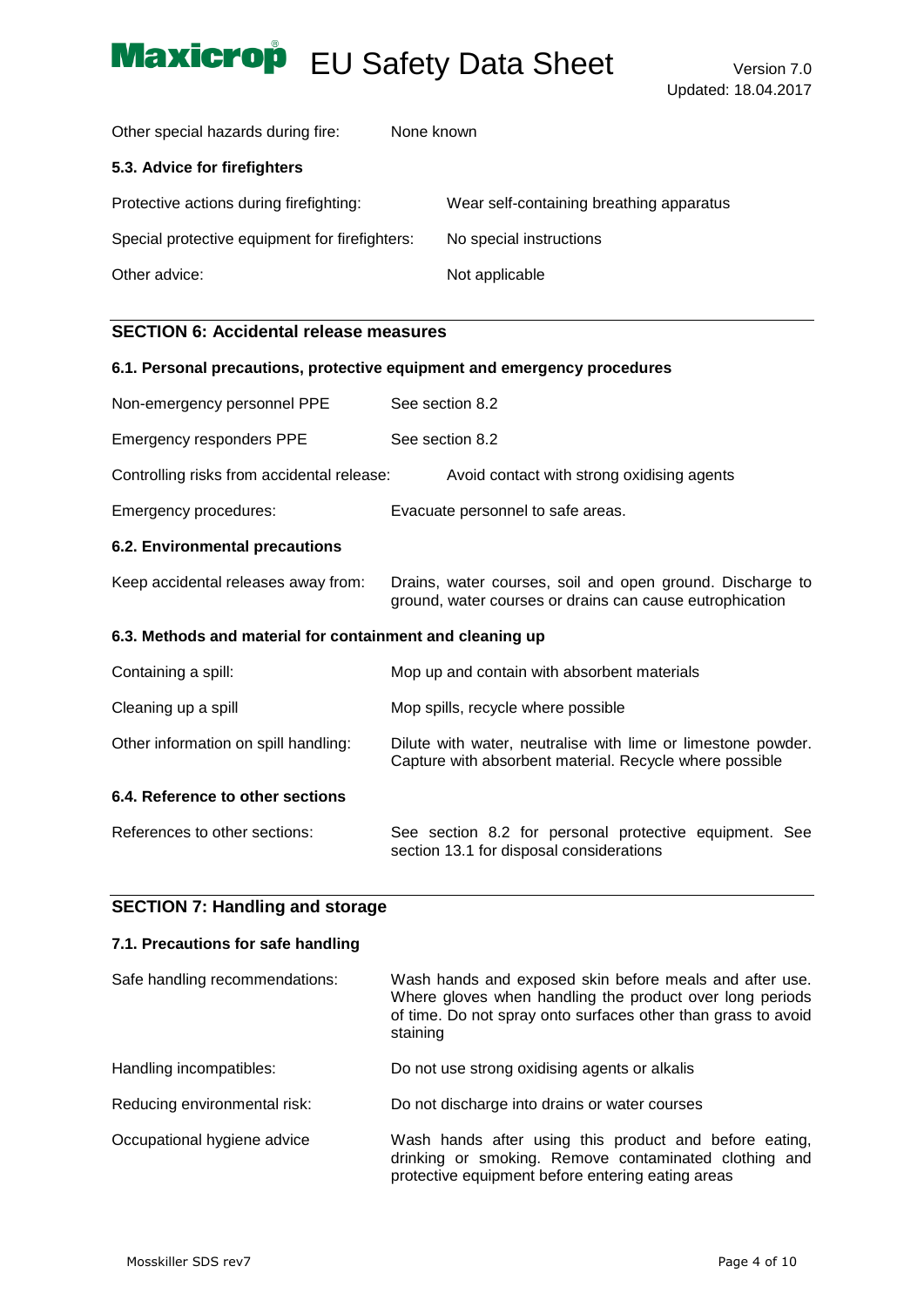| | |
|---|---|
| Other special hazards during fire: | None known |

**5.3. Advice for firefighters**

| | |
|---|---|
| Protective actions during firefighting: | Wear self-containing breathing apparatus |
| Special protective equipment for firefighters: | No special instructions |
| Other advice: | Not applicable |

## SECTION 6: Accidental release measures

**6.1. Personal precautions, protective equipment and emergency procedures**

| | |
|---|---|
| Non-emergency personnel PPE | See section 8.2 |
| Emergency responders PPE | See section 8.2 |
| Controlling risks from accidental release: | Avoid contact with strong oxidising agents |
| Emergency procedures: | Evacuate personnel to safe areas. |

**6.2. Environmental precautions**

| | |
|---|---|
| Keep accidental releases away from: | Drains, water courses, soil and open ground. Discharge to ground, water courses or drains can cause eutrophication |

**6.3. Methods and material for containment and cleaning up**

| | |
|---|---|
| Containing a spill: | Mop up and contain with absorbent materials |
| Cleaning up a spill | Mop spills, recycle where possible |
| Other information on spill handling: | Dilute with water, neutralise with lime or limestone powder. Capture with absorbent material. Recycle where possible |

**6.4. Reference to other sections**

| | |
|---|---|
| References to other sections: | See section 8.2 for personal protective equipment. See section 13.1 for disposal considerations |

## SECTION 7: Handling and storage

**7.1. Precautions for safe handling**

| | |
|---|---|
| Safe handling recommendations: | Wash hands and exposed skin before meals and after use. Where gloves when handling the product over long periods of time. Do not spray onto surfaces other than grass to avoid staining |
| Handling incompatibles: | Do not use strong oxidising agents or alkalis |
| Reducing environmental risk: | Do not discharge into drains or water courses |
| Occupational hygiene advice | Wash hands after using this product and before eating, drinking or smoking. Remove contaminated clothing and protective equipment before entering eating areas |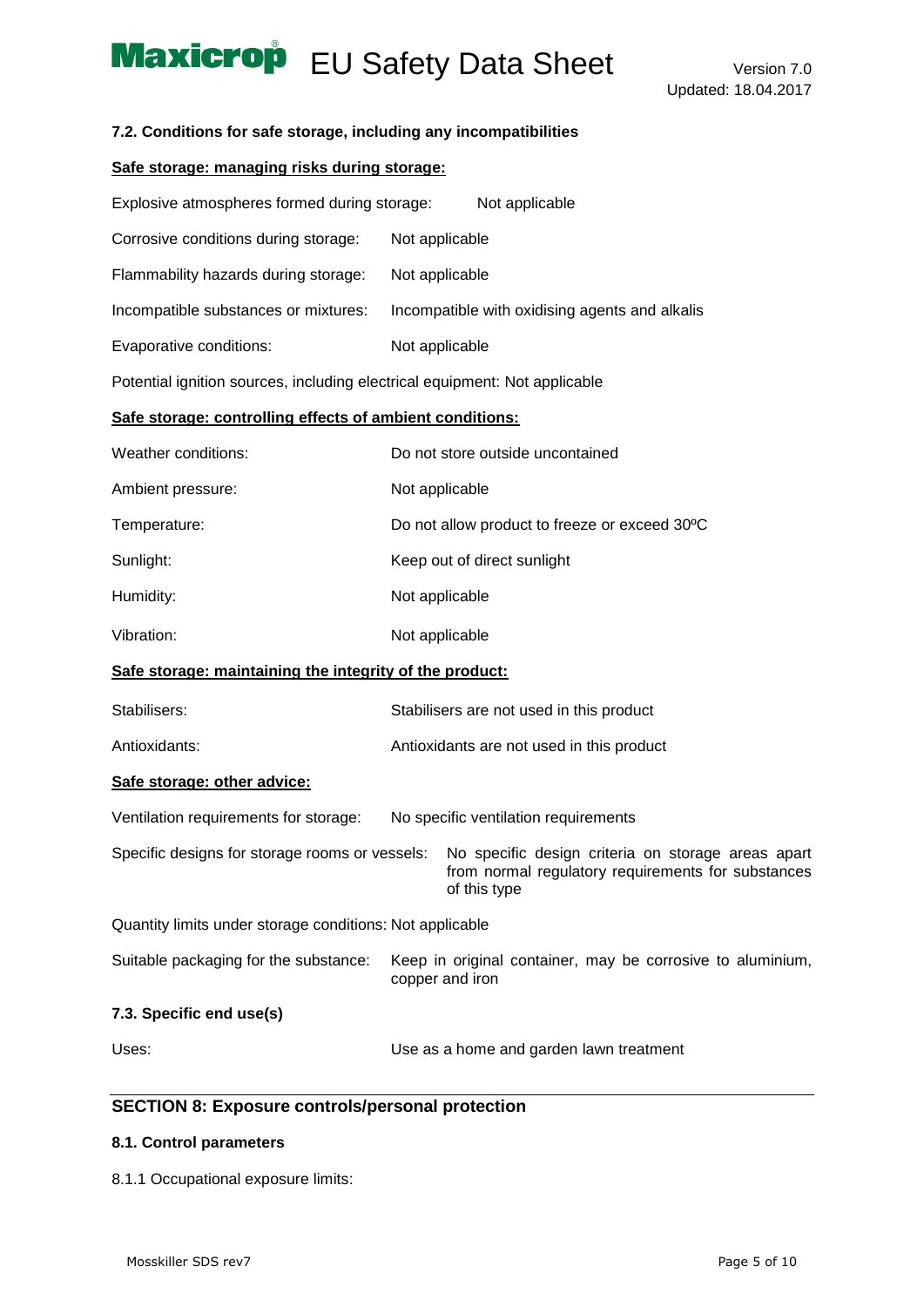### 7.2. Conditions for safe storage, including any incompatibilities

**Safe storage: managing risks during storage:**

Explosive atmospheres formed during storage: Not applicable

Corrosive conditions during storage: Not applicable

Flammability hazards during storage: Not applicable

Incompatible substances or mixtures: Incompatible with oxidising agents and alkalis

Evaporative conditions: Not applicable

Potential ignition sources, including electrical equipment: Not applicable

**Safe storage: controlling effects of ambient conditions:**

Weather conditions: Do not store outside uncontained

Ambient pressure: Not applicable

Temperature: Do not allow product to freeze or exceed 30ºC

Sunlight: Keep out of direct sunlight

Humidity: Not applicable

Vibration: Not applicable

**Safe storage: maintaining the integrity of the product:**

Stabilisers: Stabilisers are not used in this product

Antioxidants: Antioxidants are not used in this product

**Safe storage: other advice:**

Ventilation requirements for storage: No specific ventilation requirements

Specific designs for storage rooms or vessels: No specific design criteria on storage areas apart from normal regulatory requirements for substances of this type

Quantity limits under storage conditions: Not applicable

Suitable packaging for the substance: Keep in original container, may be corrosive to aluminium, copper and iron

### 7.3. Specific end use(s)

Uses: Use as a home and garden lawn treatment

## SECTION 8: Exposure controls/personal protection

### 8.1. Control parameters

8.1.1 Occupational exposure limits: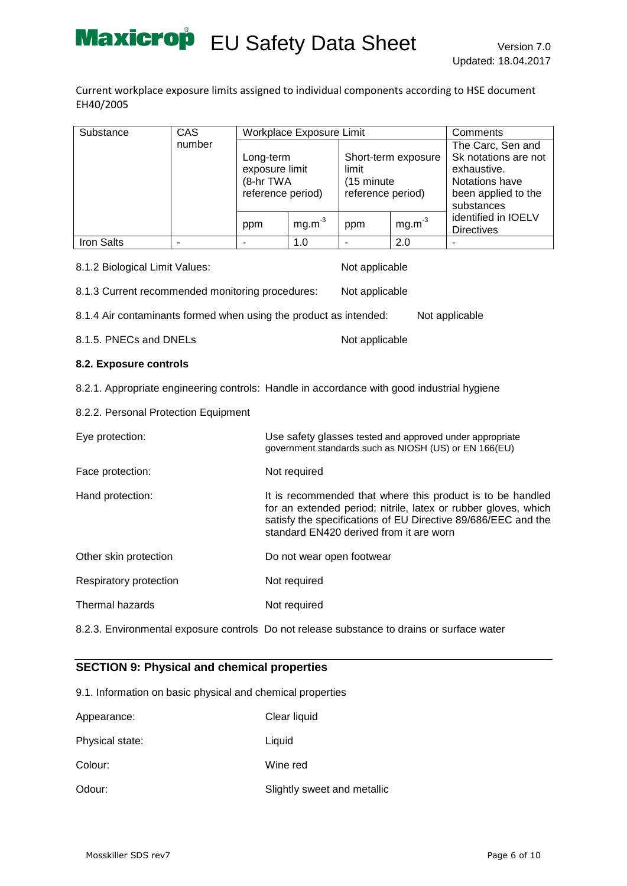Current workplace exposure limits assigned to individual components according to HSE document EH40/2005

| Substance | CAS number | Workplace Exposure Limit | | | | Comments |
|---|---|---|---|---|---|---|
| | | Long-term exposure limit (8-hr TWA reference period) | | Short-term exposure limit (15 minute reference period) | | The Carc, Sen and Sk notations are not exhaustive. Notations have been applied to the substances identified in IOELV Directives |
| | | ppm | $mg.m^{-3}$ | ppm | $mg.m^{-3}$ | |
| Iron Salts | - | - | 1.0 | - | 2.0 | - |

8.1.2 Biological Limit Values: Not applicable

8.1.3 Current recommended monitoring procedures: Not applicable

8.1.4 Air contaminants formed when using the product as intended: Not applicable

8.1.5. PNECs and DNELs Not applicable

**8.2. Exposure controls**

8.2.1. Appropriate engineering controls: Handle in accordance with good industrial hygiene

8.2.2. Personal Protection Equipment

Eye protection: Use safety glasses tested and approved under appropriate government standards such as NIOSH (US) or EN 166(EU)

Face protection: Not required

Hand protection: It is recommended that where this product is to be handled for an extended period; nitrile, latex or rubber gloves, which satisfy the specifications of EU Directive 89/686/EEC and the standard EN420 derived from it are worn

Other skin protection Do not wear open footwear

Respiratory protection Not required

Thermal hazards Not required

8.2.3. Environmental exposure controls Do not release substance to drains or surface water

## SECTION 9: Physical and chemical properties

9.1. Information on basic physical and chemical properties

Appearance: Clear liquid

Physical state: Liquid

Colour: Wine red

Odour: Slightly sweet and metallic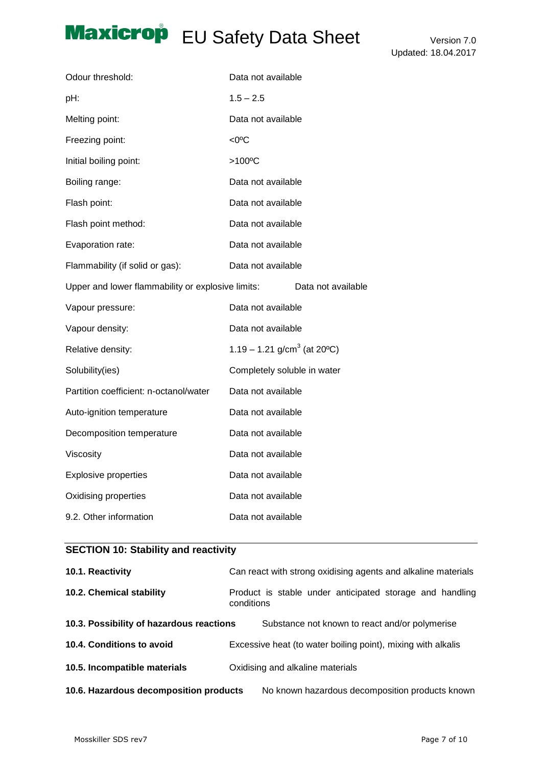| | |
|---|---|
| Odour threshold: | Data not available |
| pH: | 1.5 – 2.5 |
| Melting point: | Data not available |
| Freezing point: | <0ºC |
| Initial boiling point: | >100ºC |
| Boiling range: | Data not available |
| Flash point: | Data not available |
| Flash point method: | Data not available |
| Evaporation rate: | Data not available |
| Flammability (if solid or gas): | Data not available |
| Upper and lower flammability or explosive limits: | Data not available |
| Vapour pressure: | Data not available |
| Vapour density: | Data not available |
| Relative density: | 1.19 – 1.21 g/cm$^3$ (at 20ºC) |
| Solubility(ies) | Completely soluble in water |
| Partition coefficient: n-octanol/water | Data not available |
| Auto-ignition temperature | Data not available |
| Decomposition temperature | Data not available |
| Viscosity | Data not available |
| Explosive properties | Data not available |
| Oxidising properties | Data not available |
| 9.2. Other information | Data not available |

## SECTION 10: Stability and reactivity

| | |
|---|---|
| **10.1. Reactivity** | Can react with strong oxidising agents and alkaline materials |
| **10.2. Chemical stability** | Product is stable under anticipated storage and handling conditions |
| **10.3. Possibility of hazardous reactions** | Substance not known to react and/or polymerise |
| **10.4. Conditions to avoid** | Excessive heat (to water boiling point), mixing with alkalis |
| **10.5. Incompatible materials** | Oxidising and alkaline materials |
| **10.6. Hazardous decomposition products** | No known hazardous decomposition products known |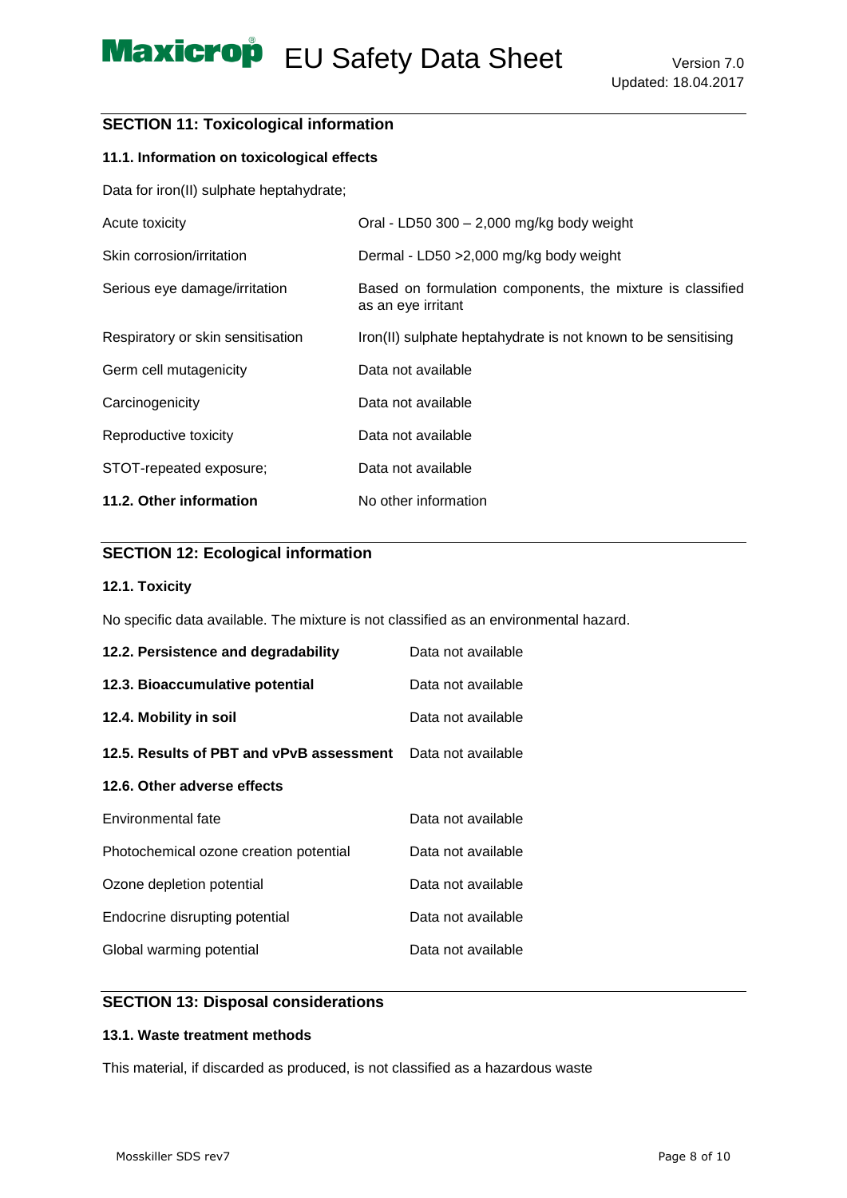## SECTION 11: Toxicological information

### 11.1. Information on toxicological effects

Data for iron(II) sulphate heptahydrate;

| | |
|---|---|
| Acute toxicity | Oral - LD50 300 – 2,000 mg/kg body weight |
| Skin corrosion/irritation | Dermal - LD50 >2,000 mg/kg body weight |
| Serious eye damage/irritation | Based on formulation components, the mixture is classified as an eye irritant |
| Respiratory or skin sensitisation | Iron(II) sulphate heptahydrate is not known to be sensitising |
| Germ cell mutagenicity | Data not available |
| Carcinogenicity | Data not available |
| Reproductive toxicity | Data not available |
| STOT-repeated exposure; | Data not available |
| **11.2. Other information** | No other information |

## SECTION 12: Ecological information

### 12.1. Toxicity

No specific data available. The mixture is not classified as an environmental hazard.

| | |
|---|---|
| **12.2. Persistence and degradability** | Data not available |
| **12.3. Bioaccumulative potential** | Data not available |
| **12.4. Mobility in soil** | Data not available |
| **12.5. Results of PBT and vPvB assessment** | Data not available |
| **12.6. Other adverse effects** | |
| Environmental fate | Data not available |
| Photochemical ozone creation potential | Data not available |
| Ozone depletion potential | Data not available |
| Endocrine disrupting potential | Data not available |
| Global warming potential | Data not available |

## SECTION 13: Disposal considerations

### 13.1. Waste treatment methods

This material, if discarded as produced, is not classified as a hazardous waste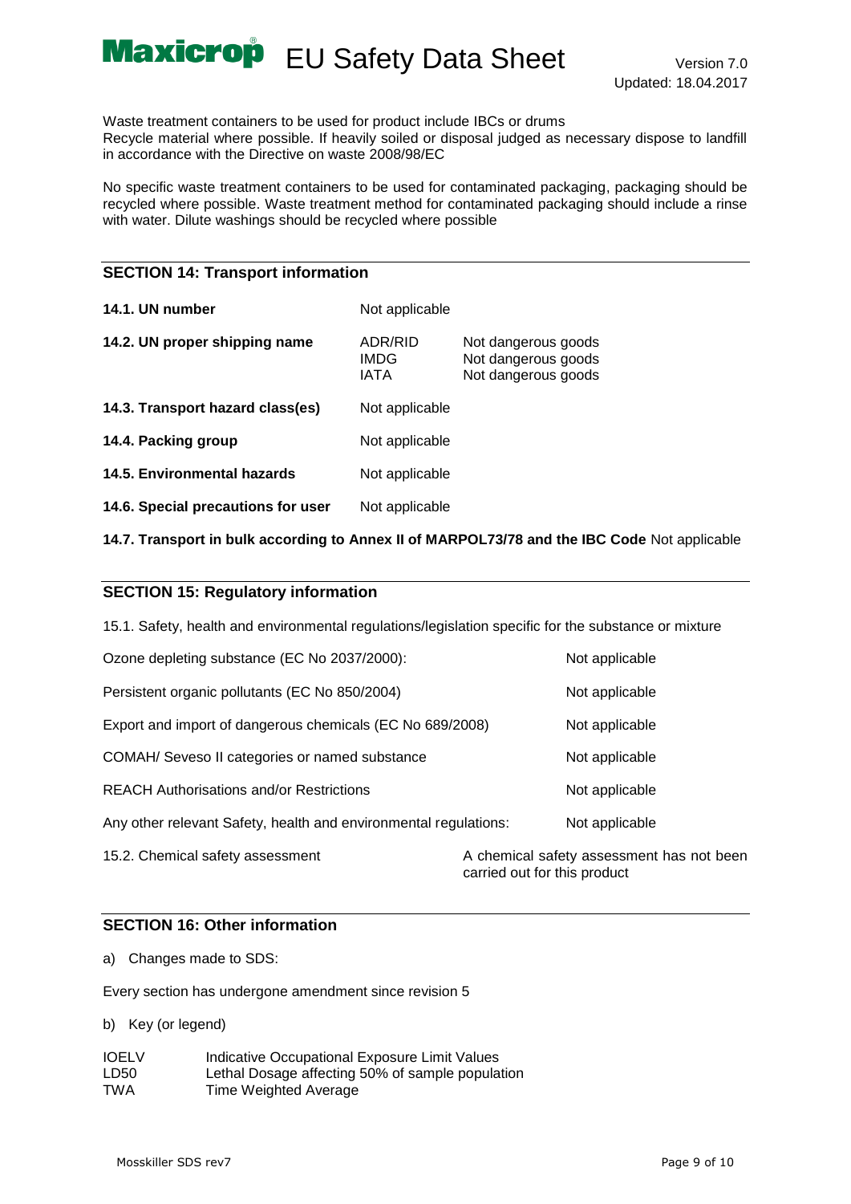Waste treatment containers to be used for product include IBCs or drums
Recycle material where possible. If heavily soiled or disposal judged as necessary dispose to landfill in accordance with the Directive on waste 2008/98/EC

No specific waste treatment containers to be used for contaminated packaging, packaging should be recycled where possible. Waste treatment method for contaminated packaging should include a rinse with water. Dilute washings should be recycled where possible

## SECTION 14: Transport information

| | | |
|---|---|---|
| **14.1. UN number** | Not applicable | |
| **14.2. UN proper shipping name** | ADR/RID<br>IMDG<br>IATA | Not dangerous goods<br>Not dangerous goods<br>Not dangerous goods |
| **14.3. Transport hazard class(es)** | Not applicable | |
| **14.4. Packing group** | Not applicable | |
| **14.5. Environmental hazards** | Not applicable | |
| **14.6. Special precautions for user** | Not applicable | |

**14.7. Transport in bulk according to Annex II of MARPOL73/78 and the IBC Code** Not applicable

## SECTION 15: Regulatory information

15.1. Safety, health and environmental regulations/legislation specific for the substance or mixture

| | |
|---|---|
| Ozone depleting substance (EC No 2037/2000): | Not applicable |
| Persistent organic pollutants (EC No 850/2004) | Not applicable |
| Export and import of dangerous chemicals (EC No 689/2008) | Not applicable |
| COMAH/ Seveso II categories or named substance | Not applicable |
| REACH Authorisations and/or Restrictions | Not applicable |
| Any other relevant Safety, health and environmental regulations: | Not applicable |
| 15.2. Chemical safety assessment | A chemical safety assessment has not been carried out for this product |

## SECTION 16: Other information

a) Changes made to SDS:

Every section has undergone amendment since revision 5

b) Key (or legend)

| | |
|---|---|
| IOELV | Indicative Occupational Exposure Limit Values |
| LD50 | Lethal Dosage affecting 50% of sample population |
| TWA | Time Weighted Average |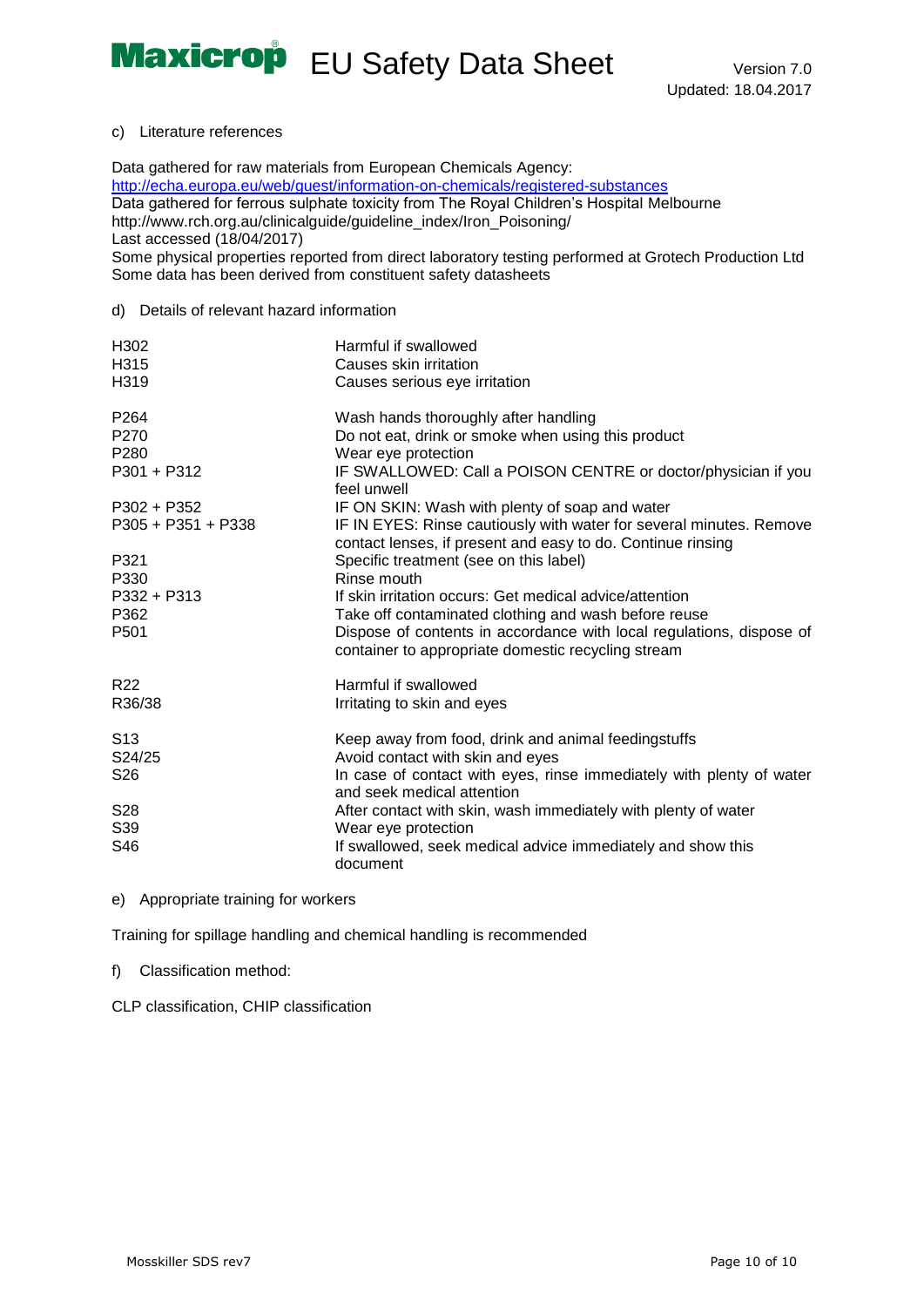c) Literature references

Data gathered for raw materials from European Chemicals Agency:
http://echa.europa.eu/web/guest/information-on-chemicals/registered-substances
Data gathered for ferrous sulphate toxicity from The Royal Children's Hospital Melbourne
http://www.rch.org.au/clinicalguide/guideline_index/Iron_Poisoning/
Last accessed (18/04/2017)
Some physical properties reported from direct laboratory testing performed at Grotech Production Ltd
Some data has been derived from constituent safety datasheets

d) Details of relevant hazard information

| | |
|---|---|
| H302 | Harmful if swallowed |
| H315 | Causes skin irritation |
| H319 | Causes serious eye irritation |
| | |
| P264 | Wash hands thoroughly after handling |
| P270 | Do not eat, drink or smoke when using this product |
| P280 | Wear eye protection |
| P301 + P312 | IF SWALLOWED: Call a POISON CENTRE or doctor/physician if you feel unwell |
| P302 + P352 | IF ON SKIN: Wash with plenty of soap and water |
| P305 + P351 + P338 | IF IN EYES: Rinse cautiously with water for several minutes. Remove contact lenses, if present and easy to do. Continue rinsing |
| P321 | Specific treatment (see on this label) |
| P330 | Rinse mouth |
| P332 + P313 | If skin irritation occurs: Get medical advice/attention |
| P362 | Take off contaminated clothing and wash before reuse |
| P501 | Dispose of contents in accordance with local regulations, dispose of container to appropriate domestic recycling stream |
| | |
| R22 | Harmful if swallowed |
| R36/38 | Irritating to skin and eyes |
| | |
| S13 | Keep away from food, drink and animal feedingstuffs |
| S24/25 | Avoid contact with skin and eyes |
| S26 | In case of contact with eyes, rinse immediately with plenty of water and seek medical attention |
| S28 | After contact with skin, wash immediately with plenty of water |
| S39 | Wear eye protection |
| S46 | If swallowed, seek medical advice immediately and show this document |

e) Appropriate training for workers

Training for spillage handling and chemical handling is recommended

f) Classification method:

CLP classification, CHIP classification